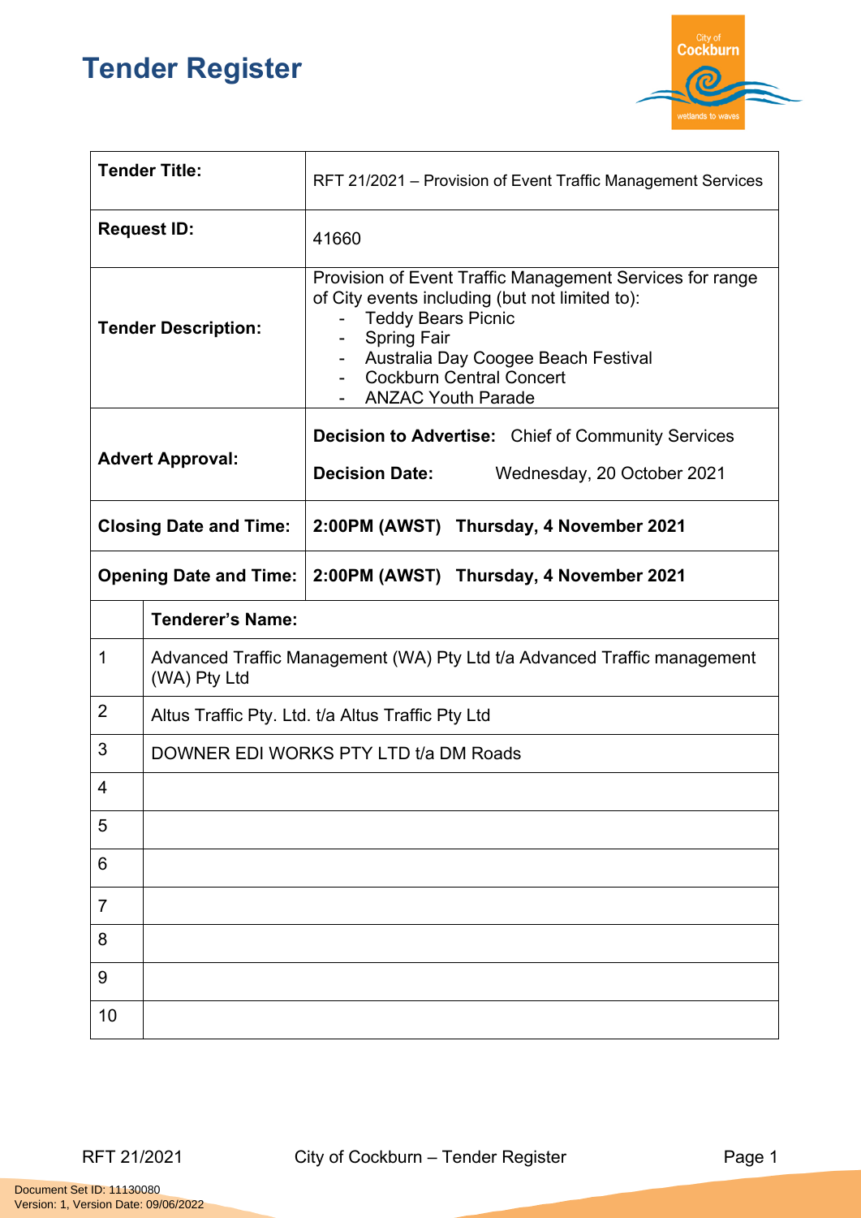# Tender Register

| | |
|---|---|
| **Tender Title:** | RFT 21/2021 – Provision of Event Traffic Management Services |
| **Request ID:** | 41660 |
| **Tender Description:** | Provision of Event Traffic Management Services for range of City events including (but not limited to):<br>- Teddy Bears Picnic<br>- Spring Fair<br>- Australia Day Coogee Beach Festival<br>- Cockburn Central Concert<br>- ANZAC Youth Parade |
| **Advert Approval:** | **Decision to Advertise:** Chief of Community Services<br>**Decision Date:** Wednesday, 20 October 2021 |
| **Closing Date and Time:** | **2:00PM (AWST) Thursday, 4 November 2021** |
| **Opening Date and Time:** | **2:00PM (AWST) Thursday, 4 November 2021** |

| | **Tenderer's Name:** |
|---|---|
| 1 | Advanced Traffic Management (WA) Pty Ltd t/a Advanced Traffic management (WA) Pty Ltd |
| 2 | Altus Traffic Pty. Ltd. t/a Altus Traffic Pty Ltd |
| 3 | DOWNER EDI WORKS PTY LTD t/a DM Roads |
| 4 | |
| 5 | |
| 6 | |
| 7 | |
| 8 | |
| 9 | |
| 10 | |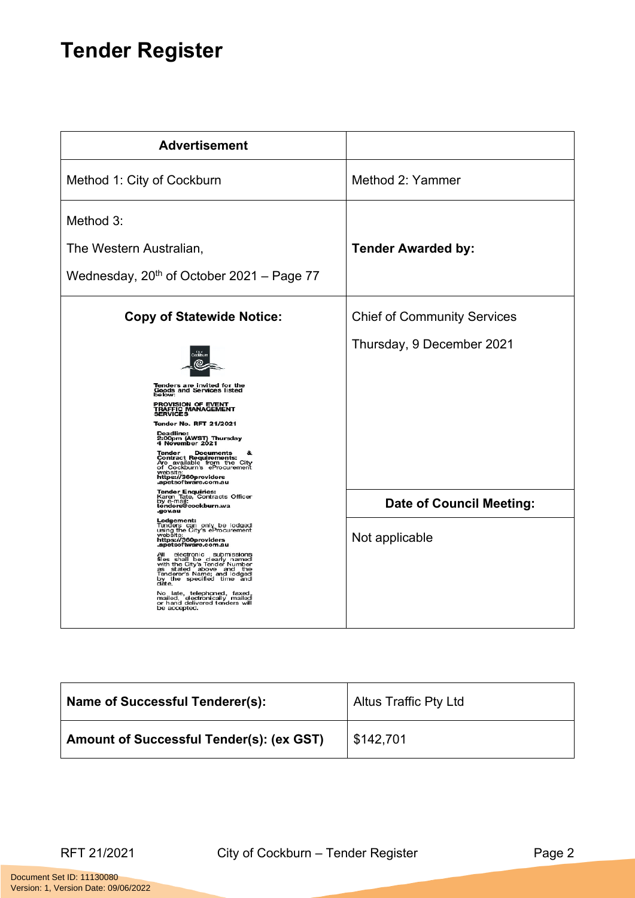# Tender Register

| Advertisement | |
|---|---|
| Method 1: City of Cockburn | Method 2: Yammer |
| Method 3:<br><br>The Western Australian,<br><br>Wednesday, 20th of October 2021 – Page 77 | **Tender Awarded by:** |
| **Copy of Statewide Notice:**<br><br>Tenders are invited for the Goods and Services listed below:<br><br>**PROVISION OF EVENT TRAFFIC MANAGEMENT SERVICES**<br><br>**Tender No. RFT 21/2021**<br><br>**Deadline:** 2:00pm (AWST) Thursday 4 November 2021<br><br>**Tender Documents & Contract Requirements:** Are available from the City of Cockburn's eProcurement website: **https://360providers.apetsoftware.com.au**<br><br>**Tender Enquiries:** Karen Tate, Contracts Officer by e-mail: **tenders@cockburn.wa.gov.au**<br><br>**Lodgement:** Tenders can only be lodged using the City's eProcurement website: **https://360providers.apetsoftware.com.au**<br><br>All electronic submissions files shall be clearly named with the City's Tender Number as stated above and the Tenderer's Name; and lodged by the specified time and date.<br><br>No late, telephoned, faxed, mailed, electronically mailed or hand delivered tenders will be accepted. | Chief of Community Services<br><br>Thursday, 9 December 2021<br><br>**Date of Council Meeting:**<br><br>Not applicable |

| | |
|---|---|
| **Name of Successful Tenderer(s):** | Altus Traffic Pty Ltd |
| **Amount of Successful Tender(s): (ex GST)** | $142,701 |

Document Set ID: 11130080
Version: 1, Version Date: 09/06/2022